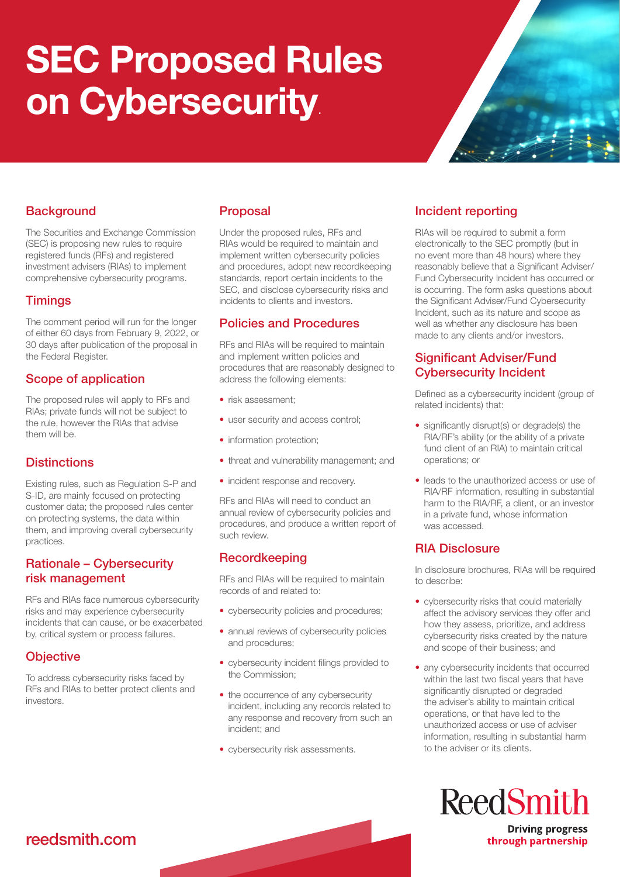# SEC Proposed Rules on Cybersecurity

## Background

The Securities and Exchange Commission (SEC) is proposing new rules to require registered funds (RFs) and registered investment advisers (RIAs) to implement comprehensive cybersecurity programs.

## Timings

The comment period will run for the longer of either 60 days from February 9, 2022, or 30 days after publication of the proposal in the Federal Register.

## Scope of application

The proposed rules will apply to RFs and RIAs; private funds will not be subject to the rule, however the RIAs that advise them will be.

## Distinctions

Existing rules, such as Regulation S-P and S-ID, are mainly focused on protecting customer data; the proposed rules center on protecting systems, the data within them, and improving overall cybersecurity practices.

## Rationale – Cybersecurity risk management

RFs and RIAs face numerous cybersecurity risks and may experience cybersecurity incidents that can cause, or be exacerbated by, critical system or process failures.

## Objective

To address cybersecurity risks faced by RFs and RIAs to better protect clients and investors.

## Proposal

Under the proposed rules, RFs and RIAs would be required to maintain and implement written cybersecurity policies and procedures, adopt new recordkeeping standards, report certain incidents to the SEC, and disclose cybersecurity risks and incidents to clients and investors.

## Policies and Procedures

RFs and RIAs will be required to maintain and implement written policies and procedures that are reasonably designed to address the following elements:

- risk assessment;
- user security and access control;
- information protection;
- threat and vulnerability management; and
- incident response and recovery.

RFs and RIAs will need to conduct an annual review of cybersecurity policies and procedures, and produce a written report of such review.

## Recordkeeping

RFs and RIAs will be required to maintain records of and related to:

- cybersecurity policies and procedures;
- annual reviews of cybersecurity policies and procedures;
- cybersecurity incident filings provided to the Commission;
- the occurrence of any cybersecurity incident, including any records related to any response and recovery from such an incident; and
- cybersecurity risk assessments.

## Incident reporting

RIAs will be required to submit a form electronically to the SEC promptly (but in no event more than 48 hours) where they reasonably believe that a Significant Adviser/Fund Cybersecurity Incident has occurred or is occurring. The form asks questions about the Significant Adviser/Fund Cybersecurity Incident, such as its nature and scope as well as whether any disclosure has been made to any clients and/or investors.

## Significant Adviser/Fund Cybersecurity Incident

Defined as a cybersecurity incident (group of related incidents) that:

- significantly disrupt(s) or degrade(s) the RIA/RF's ability (or the ability of a private fund client of an RIA) to maintain critical operations; or
- leads to the unauthorized access or use of RIA/RF information, resulting in substantial harm to the RIA/RF, a client, or an investor in a private fund, whose information was accessed.

## RIA Disclosure

In disclosure brochures, RIAs will be required to describe:

- cybersecurity risks that could materially affect the advisory services they offer and how they assess, prioritize, and address cybersecurity risks created by the nature and scope of their business; and
- any cybersecurity incidents that occurred within the last two fiscal years that have significantly disrupted or degraded the adviser's ability to maintain critical operations, or that have led to the unauthorized access or use of adviser information, resulting in substantial harm to the adviser or its clients.

reedsmith.com

ReedSmith
Driving progress through partnership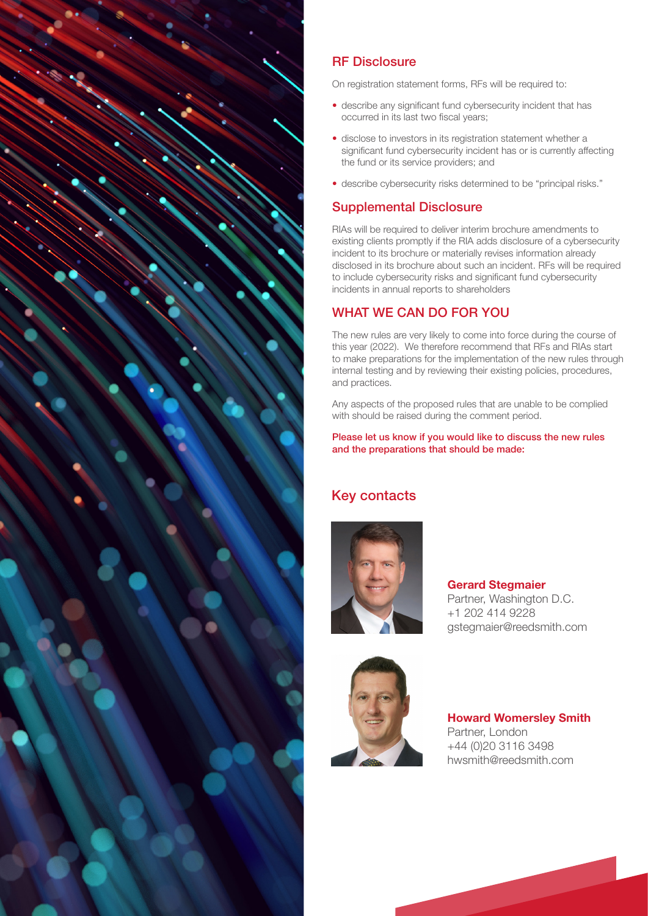## RF Disclosure

On registration statement forms, RFs will be required to:

- describe any significant fund cybersecurity incident that has occurred in its last two fiscal years;
- disclose to investors in its registration statement whether a significant fund cybersecurity incident has or is currently affecting the fund or its service providers; and
- describe cybersecurity risks determined to be "principal risks."

## Supplemental Disclosure

RIAs will be required to deliver interim brochure amendments to existing clients promptly if the RIA adds disclosure of a cybersecurity incident to its brochure or materially revises information already disclosed in its brochure about such an incident. RFs will be required to include cybersecurity risks and significant fund cybersecurity incidents in annual reports to shareholders

## WHAT WE CAN DO FOR YOU

The new rules are very likely to come into force during the course of this year (2022). We therefore recommend that RFs and RIAs start to make preparations for the implementation of the new rules through internal testing and by reviewing their existing policies, procedures, and practices.

Any aspects of the proposed rules that are unable to be complied with should be raised during the comment period.

**Please let us know if you would like to discuss the new rules and the preparations that should be made:**

## Key contacts

**Gerard Stegmaier**
Partner, Washington D.C.
+1 202 414 9228
gstegmaier@reedsmith.com

**Howard Womersley Smith**
Partner, London
+44 (0)20 3116 3498
hwsmith@reedsmith.com